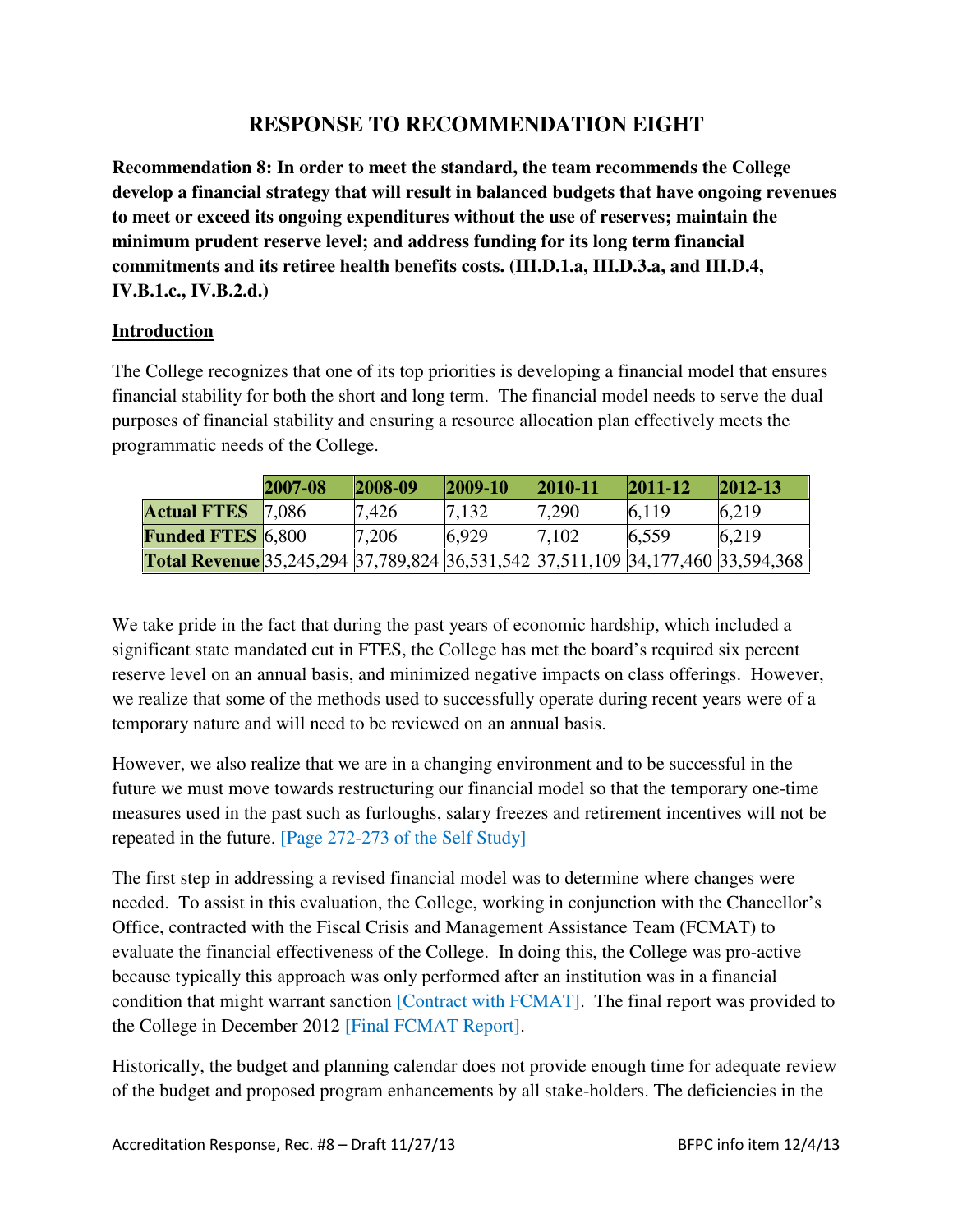# RESPONSE TO RECOMMENDATION EIGHT

**Recommendation 8: In order to meet the standard, the team recommends the College develop a financial strategy that will result in balanced budgets that have ongoing revenues to meet or exceed its ongoing expenditures without the use of reserves; maintain the minimum prudent reserve level; and address funding for its long term financial commitments and its retiree health benefits costs. (III.D.1.a, III.D.3.a, and III.D.4, IV.B.1.c., IV.B.2.d.)**

## Introduction

The College recognizes that one of its top priorities is developing a financial model that ensures financial stability for both the short and long term. The financial model needs to serve the dual purposes of financial stability and ensuring a resource allocation plan effectively meets the programmatic needs of the College.

| | 2007-08 | 2008-09 | 2009-10 | 2010-11 | 2011-12 | 2012-13 |
|---|---|---|---|---|---|---|
| Actual FTES | 7,086 | 7,426 | 7,132 | 7,290 | 6,119 | 6,219 |
| Funded FTES | 6,800 | 7,206 | 6,929 | 7,102 | 6,559 | 6,219 |
| Total Revenue | 35,245,294 | 37,789,824 | 36,531,542 | 37,511,109 | 34,177,460 | 33,594,368 |

We take pride in the fact that during the past years of economic hardship, which included a significant state mandated cut in FTES, the College has met the board's required six percent reserve level on an annual basis, and minimized negative impacts on class offerings. However, we realize that some of the methods used to successfully operate during recent years were of a temporary nature and will need to be reviewed on an annual basis.

However, we also realize that we are in a changing environment and to be successful in the future we must move towards restructuring our financial model so that the temporary one-time measures used in the past such as furloughs, salary freezes and retirement incentives will not be repeated in the future. [Page 272-273 of the Self Study]

The first step in addressing a revised financial model was to determine where changes were needed. To assist in this evaluation, the College, working in conjunction with the Chancellor's Office, contracted with the Fiscal Crisis and Management Assistance Team (FCMAT) to evaluate the financial effectiveness of the College. In doing this, the College was pro-active because typically this approach was only performed after an institution was in a financial condition that might warrant sanction [Contract with FCMAT]. The final report was provided to the College in December 2012 [Final FCMAT Report].

Historically, the budget and planning calendar does not provide enough time for adequate review of the budget and proposed program enhancements by all stake-holders. The deficiencies in the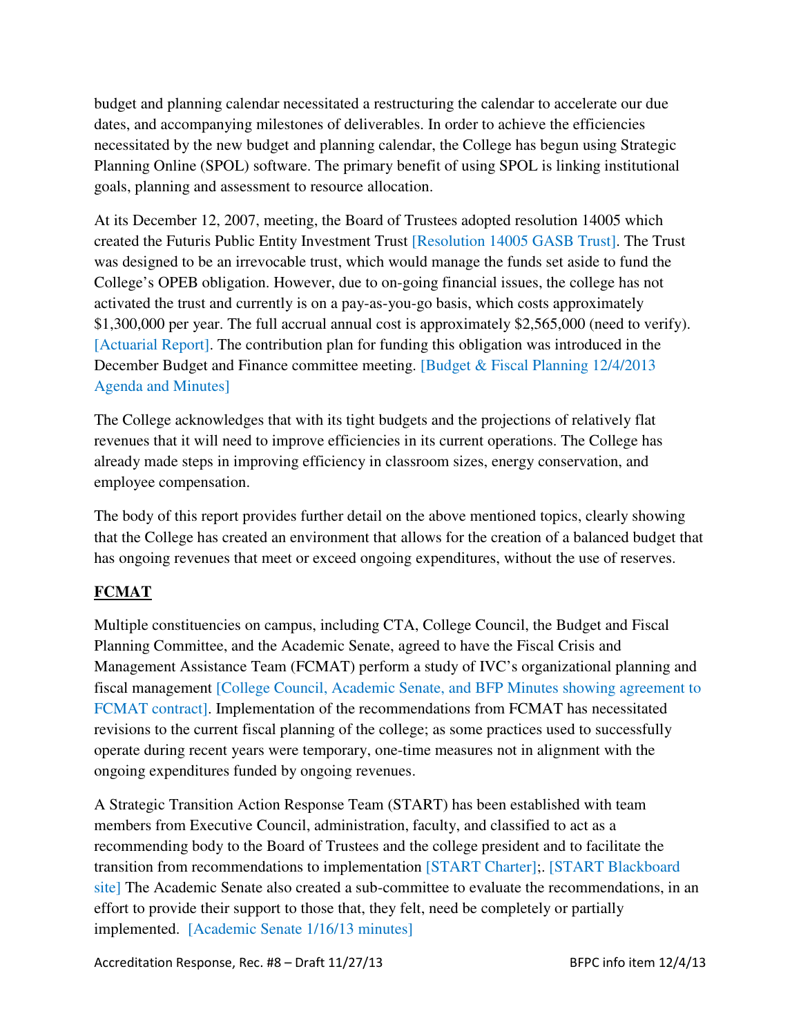budget and planning calendar necessitated a restructuring the calendar to accelerate our due dates, and accompanying milestones of deliverables. In order to achieve the efficiencies necessitated by the new budget and planning calendar, the College has begun using Strategic Planning Online (SPOL) software. The primary benefit of using SPOL is linking institutional goals, planning and assessment to resource allocation.

At its December 12, 2007, meeting, the Board of Trustees adopted resolution 14005 which created the Futuris Public Entity Investment Trust [Resolution 14005 GASB Trust]. The Trust was designed to be an irrevocable trust, which would manage the funds set aside to fund the College's OPEB obligation. However, due to on-going financial issues, the college has not activated the trust and currently is on a pay-as-you-go basis, which costs approximately $1,300,000 per year. The full accrual annual cost is approximately $2,565,000 (need to verify). [Actuarial Report]. The contribution plan for funding this obligation was introduced in the December Budget and Finance committee meeting. [Budget & Fiscal Planning 12/4/2013 Agenda and Minutes]

The College acknowledges that with its tight budgets and the projections of relatively flat revenues that it will need to improve efficiencies in its current operations. The College has already made steps in improving efficiency in classroom sizes, energy conservation, and employee compensation.

The body of this report provides further detail on the above mentioned topics, clearly showing that the College has created an environment that allows for the creation of a balanced budget that has ongoing revenues that meet or exceed ongoing expenditures, without the use of reserves.

## FCMAT

Multiple constituencies on campus, including CTA, College Council, the Budget and Fiscal Planning Committee, and the Academic Senate, agreed to have the Fiscal Crisis and Management Assistance Team (FCMAT) perform a study of IVC's organizational planning and fiscal management [College Council, Academic Senate, and BFP Minutes showing agreement to FCMAT contract]. Implementation of the recommendations from FCMAT has necessitated revisions to the current fiscal planning of the college; as some practices used to successfully operate during recent years were temporary, one-time measures not in alignment with the ongoing expenditures funded by ongoing revenues.

A Strategic Transition Action Response Team (START) has been established with team members from Executive Council, administration, faculty, and classified to act as a recommending body to the Board of Trustees and the college president and to facilitate the transition from recommendations to implementation [START Charter];. [START Blackboard site] The Academic Senate also created a sub-committee to evaluate the recommendations, in an effort to provide their support to those that, they felt, need be completely or partially implemented. [Academic Senate 1/16/13 minutes]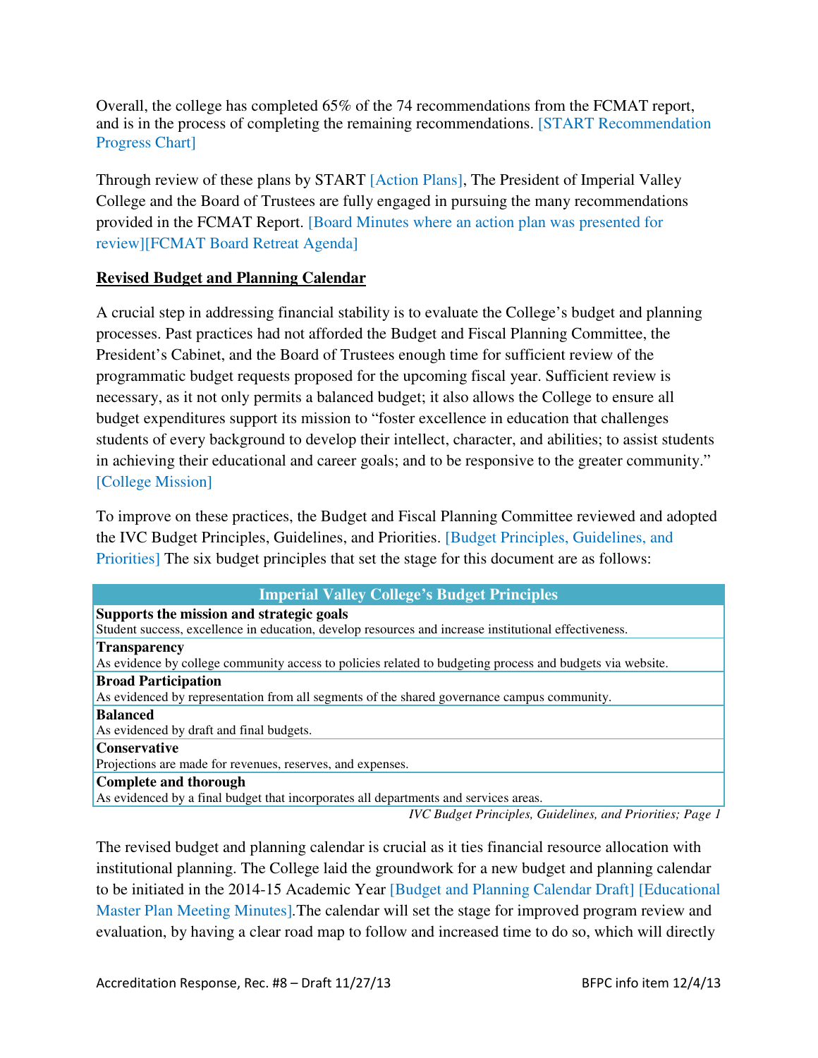Overall, the college has completed 65% of the 74 recommendations from the FCMAT report, and is in the process of completing the remaining recommendations. [START Recommendation Progress Chart]

Through review of these plans by START [Action Plans], The President of Imperial Valley College and the Board of Trustees are fully engaged in pursuing the many recommendations provided in the FCMAT Report. [Board Minutes where an action plan was presented for review][FCMAT Board Retreat Agenda]

**Revised Budget and Planning Calendar**

A crucial step in addressing financial stability is to evaluate the College's budget and planning processes. Past practices had not afforded the Budget and Fiscal Planning Committee, the President's Cabinet, and the Board of Trustees enough time for sufficient review of the programmatic budget requests proposed for the upcoming fiscal year. Sufficient review is necessary, as it not only permits a balanced budget; it also allows the College to ensure all budget expenditures support its mission to "foster excellence in education that challenges students of every background to develop their intellect, character, and abilities; to assist students in achieving their educational and career goals; and to be responsive to the greater community." [College Mission]

To improve on these practices, the Budget and Fiscal Planning Committee reviewed and adopted the IVC Budget Principles, Guidelines, and Priorities. [Budget Principles, Guidelines, and Priorities] The six budget principles that set the stage for this document are as follows:

| Imperial Valley College's Budget Principles |
|---|
| **Supports the mission and strategic goals**<br>Student success, excellence in education, develop resources and increase institutional effectiveness. |
| **Transparency**<br>As evidence by college community access to policies related to budgeting process and budgets via website. |
| **Broad Participation**<br>As evidenced by representation from all segments of the shared governance campus community. |
| **Balanced**<br>As evidenced by draft and final budgets. |
| **Conservative**<br>Projections are made for revenues, reserves, and expenses. |
| **Complete and thorough**<br>As evidenced by a final budget that incorporates all departments and services areas. |

*IVC Budget Principles, Guidelines, and Priorities; Page 1*

The revised budget and planning calendar is crucial as it ties financial resource allocation with institutional planning. The College laid the groundwork for a new budget and planning calendar to be initiated in the 2014-15 Academic Year [Budget and Planning Calendar Draft] [Educational Master Plan Meeting Minutes].The calendar will set the stage for improved program review and evaluation, by having a clear road map to follow and increased time to do so, which will directly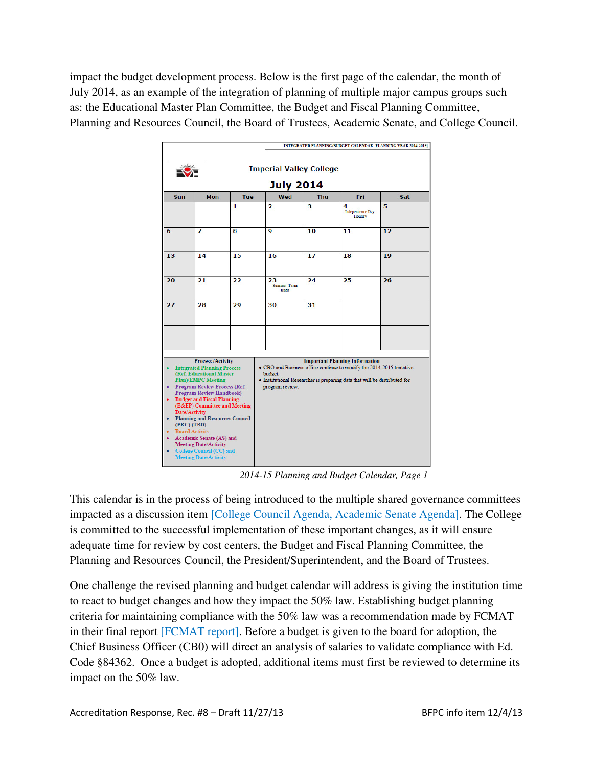impact the budget development process. Below is the first page of the calendar, the month of July 2014, as an example of the integration of planning of multiple major campus groups such as: the Educational Master Plan Committee, the Budget and Fiscal Planning Committee, Planning and Resources Council, the Board of Trustees, Academic Senate, and College Council.

INTEGRATED PLANNING/BUDGET CALENDAR: PLANNING YEAR 2014-2015

Imperial Valley College

**July 2014**

| Sun | Mon | Tue | Wed | Thu | Fri | Sat |
|---|---|---|---|---|---|---|
| | | 1 | 2 | 3 | 4 Independence Day-Holiday | 5 |
| 6 | 7 | 8 | 9 | 10 | 11 | 12 |
| 13 | 14 | 15 | 16 | 17 | 18 | 19 |
| 20 | 21 | 22 | 23 Summer Term Ends | 24 | 25 | 26 |
| 27 | 28 | 29 | 30 | 31 | | |
| | | | | | | |

| Process /Activity | Important Planning Information |
|---|---|
| • Integrated Planning Process (Ref. Educational Master Plan)/EMPC Meeting<br>• Program Review Process (Ref. Program Review Handbook)<br>• Budget and Fiscal Planning (B&FP) Committee and Meeting Date/Activity<br>• Planning and Resources Council (PRC) (TBD)<br>• Board Activity<br>• Academic Senate (AS) and Meeting Date/Activity<br>• College Council (CC) and Meeting Date/Activity | • CBO and Business office continue to modify the 2014-2015 tentative budget.<br>• Institutional Researcher is preparing data that will be distributed for program review. |

*2014-15 Planning and Budget Calendar, Page 1*

This calendar is in the process of being introduced to the multiple shared governance committees impacted as a discussion item [College Council Agenda, Academic Senate Agenda]. The College is committed to the successful implementation of these important changes, as it will ensure adequate time for review by cost centers, the Budget and Fiscal Planning Committee, the Planning and Resources Council, the President/Superintendent, and the Board of Trustees.

One challenge the revised planning and budget calendar will address is giving the institution time to react to budget changes and how they impact the 50% law. Establishing budget planning criteria for maintaining compliance with the 50% law was a recommendation made by FCMAT in their final report [FCMAT report]. Before a budget is given to the board for adoption, the Chief Business Officer (CB0) will direct an analysis of salaries to validate compliance with Ed. Code §84362. Once a budget is adopted, additional items must first be reviewed to determine its impact on the 50% law.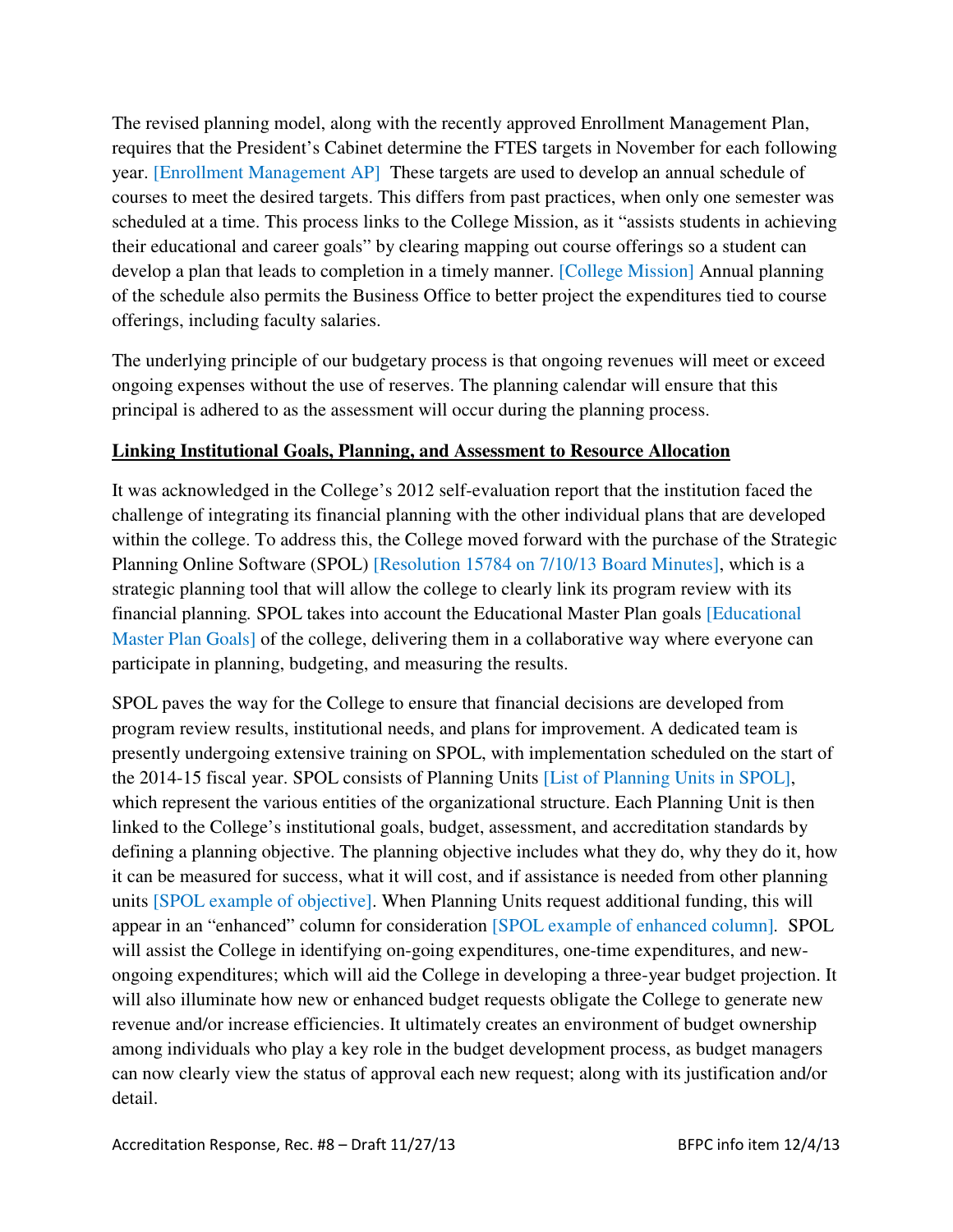The revised planning model, along with the recently approved Enrollment Management Plan, requires that the President's Cabinet determine the FTES targets in November for each following year. [Enrollment Management AP] These targets are used to develop an annual schedule of courses to meet the desired targets. This differs from past practices, when only one semester was scheduled at a time. This process links to the College Mission, as it "assists students in achieving their educational and career goals" by clearing mapping out course offerings so a student can develop a plan that leads to completion in a timely manner. [College Mission] Annual planning of the schedule also permits the Business Office to better project the expenditures tied to course offerings, including faculty salaries.

The underlying principle of our budgetary process is that ongoing revenues will meet or exceed ongoing expenses without the use of reserves. The planning calendar will ensure that this principal is adhered to as the assessment will occur during the planning process.

**Linking Institutional Goals, Planning, and Assessment to Resource Allocation**

It was acknowledged in the College's 2012 self-evaluation report that the institution faced the challenge of integrating its financial planning with the other individual plans that are developed within the college. To address this, the College moved forward with the purchase of the Strategic Planning Online Software (SPOL) [Resolution 15784 on 7/10/13 Board Minutes], which is a strategic planning tool that will allow the college to clearly link its program review with its financial planning. SPOL takes into account the Educational Master Plan goals [Educational Master Plan Goals] of the college, delivering them in a collaborative way where everyone can participate in planning, budgeting, and measuring the results.

SPOL paves the way for the College to ensure that financial decisions are developed from program review results, institutional needs, and plans for improvement. A dedicated team is presently undergoing extensive training on SPOL, with implementation scheduled on the start of the 2014-15 fiscal year. SPOL consists of Planning Units [List of Planning Units in SPOL], which represent the various entities of the organizational structure. Each Planning Unit is then linked to the College's institutional goals, budget, assessment, and accreditation standards by defining a planning objective. The planning objective includes what they do, why they do it, how it can be measured for success, what it will cost, and if assistance is needed from other planning units [SPOL example of objective]. When Planning Units request additional funding, this will appear in an "enhanced" column for consideration [SPOL example of enhanced column]. SPOL will assist the College in identifying on-going expenditures, one-time expenditures, and new-ongoing expenditures; which will aid the College in developing a three-year budget projection. It will also illuminate how new or enhanced budget requests obligate the College to generate new revenue and/or increase efficiencies. It ultimately creates an environment of budget ownership among individuals who play a key role in the budget development process, as budget managers can now clearly view the status of approval each new request; along with its justification and/or detail.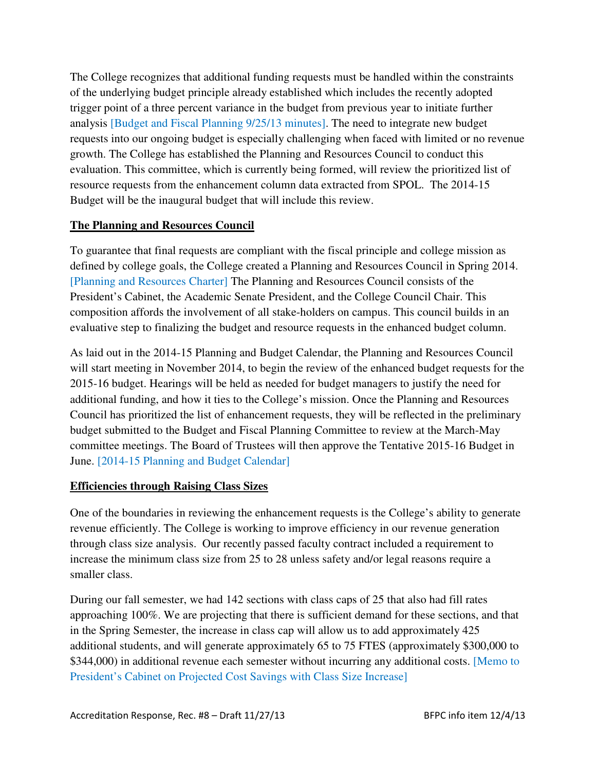The College recognizes that additional funding requests must be handled within the constraints of the underlying budget principle already established which includes the recently adopted trigger point of a three percent variance in the budget from previous year to initiate further analysis [Budget and Fiscal Planning 9/25/13 minutes]. The need to integrate new budget requests into our ongoing budget is especially challenging when faced with limited or no revenue growth. The College has established the Planning and Resources Council to conduct this evaluation. This committee, which is currently being formed, will review the prioritized list of resource requests from the enhancement column data extracted from SPOL. The 2014-15 Budget will be the inaugural budget that will include this review.

**The Planning and Resources Council**

To guarantee that final requests are compliant with the fiscal principle and college mission as defined by college goals, the College created a Planning and Resources Council in Spring 2014. [Planning and Resources Charter] The Planning and Resources Council consists of the President's Cabinet, the Academic Senate President, and the College Council Chair. This composition affords the involvement of all stake-holders on campus. This council builds in an evaluative step to finalizing the budget and resource requests in the enhanced budget column.

As laid out in the 2014-15 Planning and Budget Calendar, the Planning and Resources Council will start meeting in November 2014, to begin the review of the enhanced budget requests for the 2015-16 budget. Hearings will be held as needed for budget managers to justify the need for additional funding, and how it ties to the College's mission. Once the Planning and Resources Council has prioritized the list of enhancement requests, they will be reflected in the preliminary budget submitted to the Budget and Fiscal Planning Committee to review at the March-May committee meetings. The Board of Trustees will then approve the Tentative 2015-16 Budget in June. [2014-15 Planning and Budget Calendar]

**Efficiencies through Raising Class Sizes**

One of the boundaries in reviewing the enhancement requests is the College's ability to generate revenue efficiently. The College is working to improve efficiency in our revenue generation through class size analysis. Our recently passed faculty contract included a requirement to increase the minimum class size from 25 to 28 unless safety and/or legal reasons require a smaller class.

During our fall semester, we had 142 sections with class caps of 25 that also had fill rates approaching 100%. We are projecting that there is sufficient demand for these sections, and that in the Spring Semester, the increase in class cap will allow us to add approximately 425 additional students, and will generate approximately 65 to 75 FTES (approximately $300,000 to $344,000) in additional revenue each semester without incurring any additional costs. [Memo to President's Cabinet on Projected Cost Savings with Class Size Increase]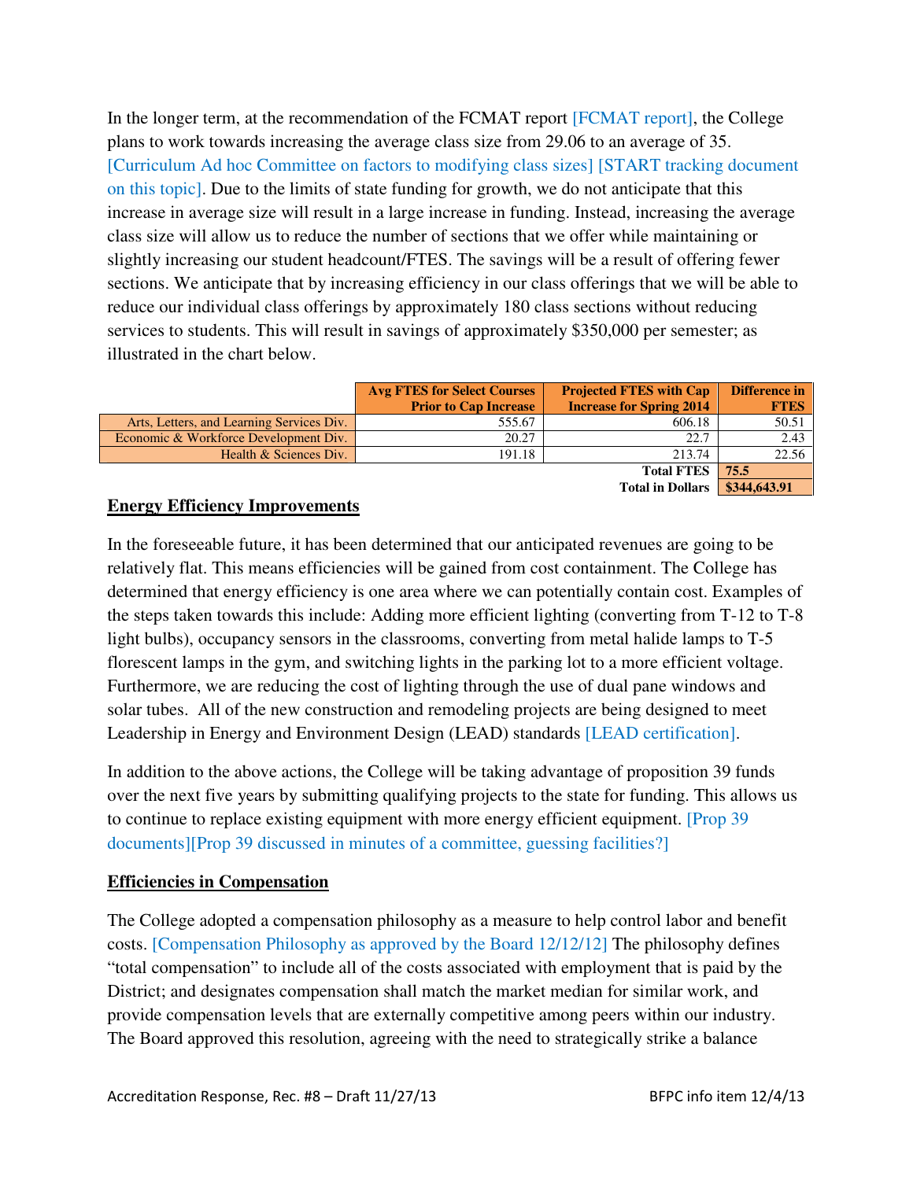In the longer term, at the recommendation of the FCMAT report [FCMAT report], the College plans to work towards increasing the average class size from 29.06 to an average of 35. [Curriculum Ad hoc Committee on factors to modifying class sizes] [START tracking document on this topic]. Due to the limits of state funding for growth, we do not anticipate that this increase in average size will result in a large increase in funding. Instead, increasing the average class size will allow us to reduce the number of sections that we offer while maintaining or slightly increasing our student headcount/FTES. The savings will be a result of offering fewer sections. We anticipate that by increasing efficiency in our class offerings that we will be able to reduce our individual class offerings by approximately 180 class sections without reducing services to students. This will result in savings of approximately $350,000 per semester; as illustrated in the chart below.

| | Avg FTES for Select Courses Prior to Cap Increase | Projected FTES with Cap Increase for Spring 2014 | Difference in FTES |
|---|---|---|---|
| Arts, Letters, and Learning Services Div. | 555.67 | 606.18 | 50.51 |
| Economic & Workforce Development Div. | 20.27 | 22.7 | 2.43 |
| Health & Sciences Div. | 191.18 | 213.74 | 22.56 |
| | | Total FTES | 75.5 |
| | | Total in Dollars | $344,643.91 |

**Energy Efficiency Improvements**

In the foreseeable future, it has been determined that our anticipated revenues are going to be relatively flat. This means efficiencies will be gained from cost containment. The College has determined that energy efficiency is one area where we can potentially contain cost. Examples of the steps taken towards this include: Adding more efficient lighting (converting from T-12 to T-8 light bulbs), occupancy sensors in the classrooms, converting from metal halide lamps to T-5 florescent lamps in the gym, and switching lights in the parking lot to a more efficient voltage. Furthermore, we are reducing the cost of lighting through the use of dual pane windows and solar tubes. All of the new construction and remodeling projects are being designed to meet Leadership in Energy and Environment Design (LEAD) standards [LEAD certification].

In addition to the above actions, the College will be taking advantage of proposition 39 funds over the next five years by submitting qualifying projects to the state for funding. This allows us to continue to replace existing equipment with more energy efficient equipment. [Prop 39 documents][Prop 39 discussed in minutes of a committee, guessing facilities?]

**Efficiencies in Compensation**

The College adopted a compensation philosophy as a measure to help control labor and benefit costs. [Compensation Philosophy as approved by the Board 12/12/12] The philosophy defines "total compensation" to include all of the costs associated with employment that is paid by the District; and designates compensation shall match the market median for similar work, and provide compensation levels that are externally competitive among peers within our industry. The Board approved this resolution, agreeing with the need to strategically strike a balance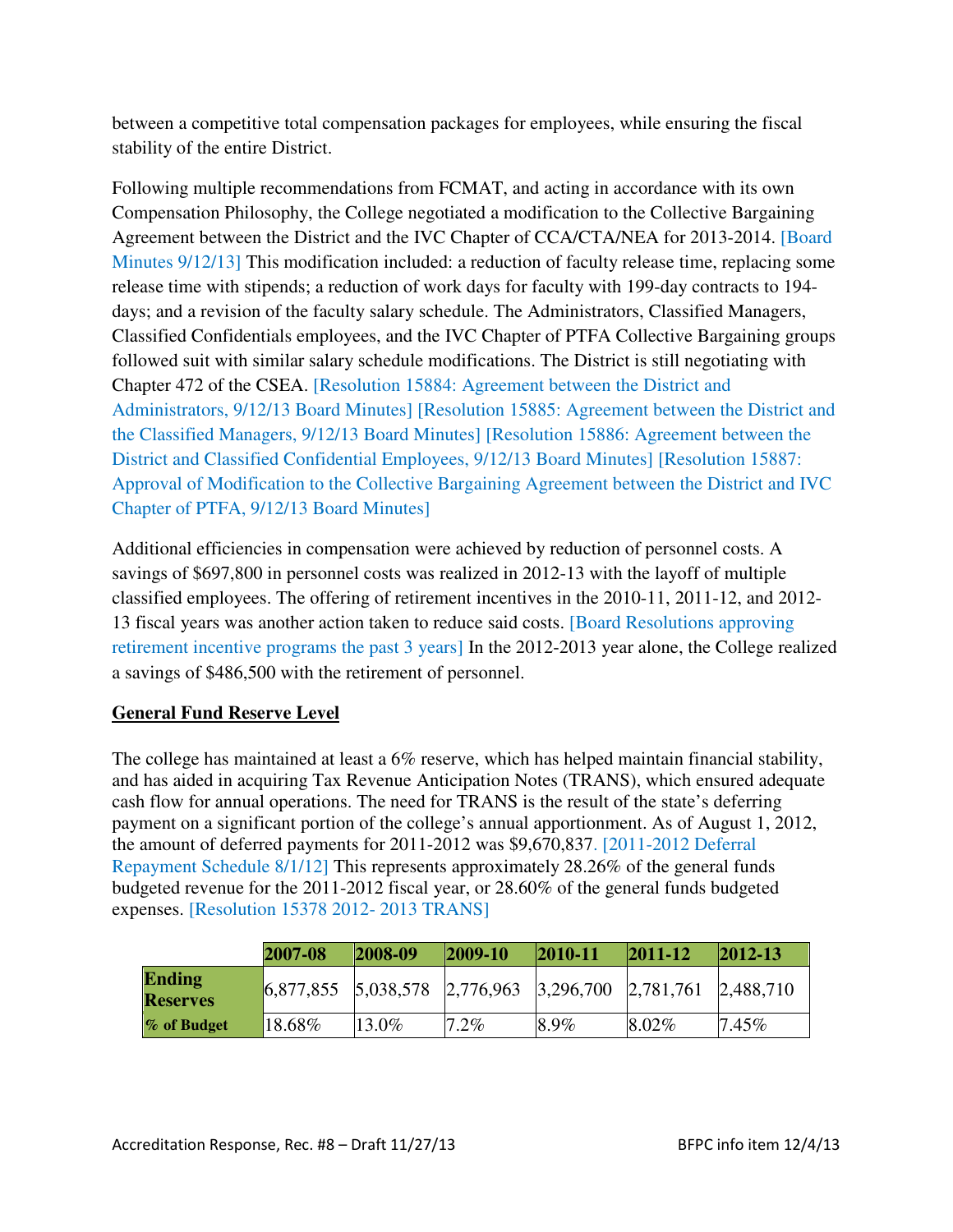between a competitive total compensation packages for employees, while ensuring the fiscal stability of the entire District.

Following multiple recommendations from FCMAT, and acting in accordance with its own Compensation Philosophy, the College negotiated a modification to the Collective Bargaining Agreement between the District and the IVC Chapter of CCA/CTA/NEA for 2013-2014. [Board Minutes 9/12/13] This modification included: a reduction of faculty release time, replacing some release time with stipends; a reduction of work days for faculty with 199-day contracts to 194-days; and a revision of the faculty salary schedule. The Administrators, Classified Managers, Classified Confidentials employees, and the IVC Chapter of PTFA Collective Bargaining groups followed suit with similar salary schedule modifications. The District is still negotiating with Chapter 472 of the CSEA. [Resolution 15884: Agreement between the District and Administrators, 9/12/13 Board Minutes] [Resolution 15885: Agreement between the District and the Classified Managers, 9/12/13 Board Minutes] [Resolution 15886: Agreement between the District and Classified Confidential Employees, 9/12/13 Board Minutes] [Resolution 15887: Approval of Modification to the Collective Bargaining Agreement between the District and IVC Chapter of PTFA, 9/12/13 Board Minutes]

Additional efficiencies in compensation were achieved by reduction of personnel costs. A savings of $697,800 in personnel costs was realized in 2012-13 with the layoff of multiple classified employees. The offering of retirement incentives in the 2010-11, 2011-12, and 2012-13 fiscal years was another action taken to reduce said costs. [Board Resolutions approving retirement incentive programs the past 3 years] In the 2012-2013 year alone, the College realized a savings of $486,500 with the retirement of personnel.

**General Fund Reserve Level**

The college has maintained at least a 6% reserve, which has helped maintain financial stability, and has aided in acquiring Tax Revenue Anticipation Notes (TRANS), which ensured adequate cash flow for annual operations. The need for TRANS is the result of the state's deferring payment on a significant portion of the college's annual apportionment. As of August 1, 2012, the amount of deferred payments for 2011-2012 was $9,670,837. [2011-2012 Deferral Repayment Schedule 8/1/12] This represents approximately 28.26% of the general funds budgeted revenue for the 2011-2012 fiscal year, or 28.60% of the general funds budgeted expenses. [Resolution 15378 2012- 2013 TRANS]

| | 2007-08 | 2008-09 | 2009-10 | 2010-11 | 2011-12 | 2012-13 |
|---|---|---|---|---|---|---|
| **Ending Reserves** | 6,877,855 | 5,038,578 | 2,776,963 | 3,296,700 | 2,781,761 | 2,488,710 |
| **% of Budget** | 18.68% | 13.0% | 7.2% | 8.9% | 8.02% | 7.45% |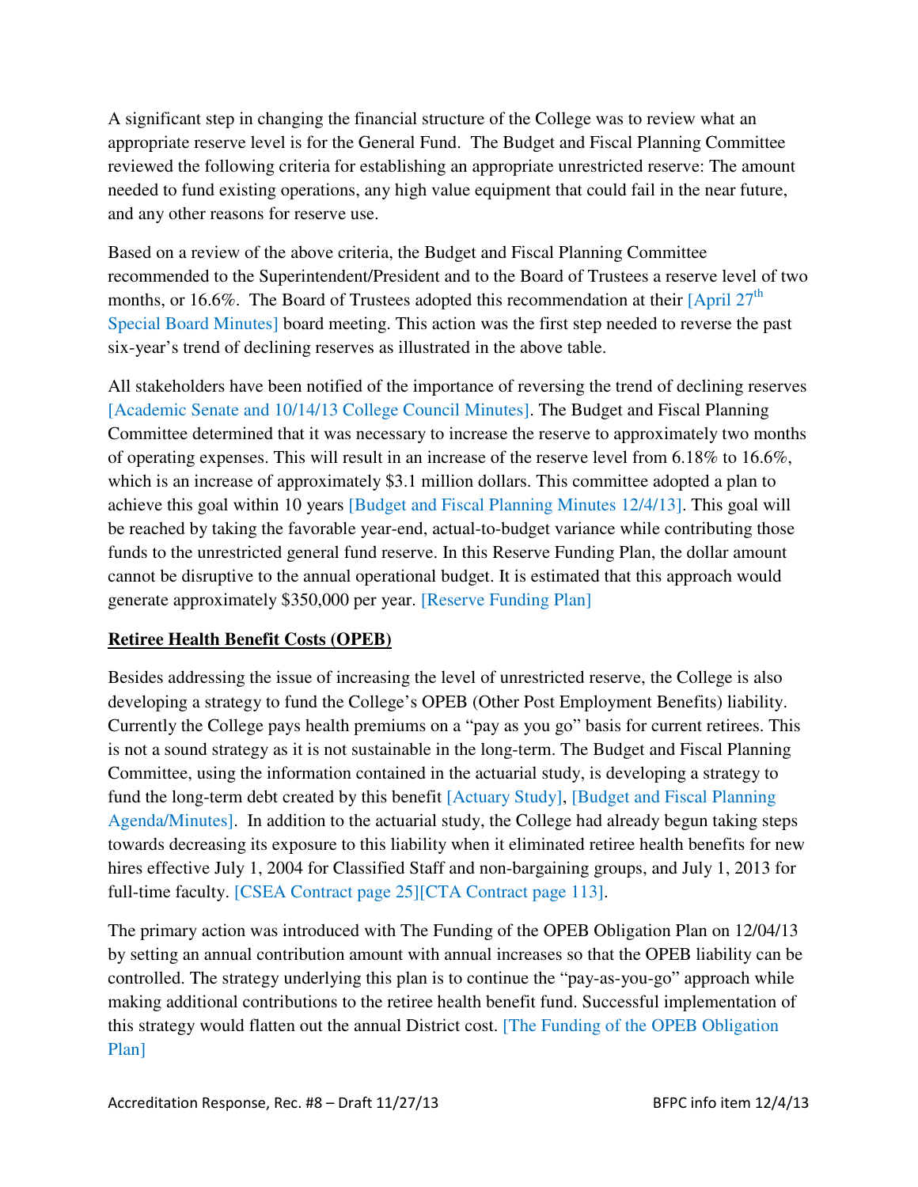A significant step in changing the financial structure of the College was to review what an appropriate reserve level is for the General Fund. The Budget and Fiscal Planning Committee reviewed the following criteria for establishing an appropriate unrestricted reserve: The amount needed to fund existing operations, any high value equipment that could fail in the near future, and any other reasons for reserve use.

Based on a review of the above criteria, the Budget and Fiscal Planning Committee recommended to the Superintendent/President and to the Board of Trustees a reserve level of two months, or 16.6%. The Board of Trustees adopted this recommendation at their [April 27th Special Board Minutes] board meeting. This action was the first step needed to reverse the past six-year's trend of declining reserves as illustrated in the above table.

All stakeholders have been notified of the importance of reversing the trend of declining reserves [Academic Senate and 10/14/13 College Council Minutes]. The Budget and Fiscal Planning Committee determined that it was necessary to increase the reserve to approximately two months of operating expenses. This will result in an increase of the reserve level from 6.18% to 16.6%, which is an increase of approximately $3.1 million dollars. This committee adopted a plan to achieve this goal within 10 years [Budget and Fiscal Planning Minutes 12/4/13]. This goal will be reached by taking the favorable year-end, actual-to-budget variance while contributing those funds to the unrestricted general fund reserve. In this Reserve Funding Plan, the dollar amount cannot be disruptive to the annual operational budget. It is estimated that this approach would generate approximately $350,000 per year. [Reserve Funding Plan]

**Retiree Health Benefit Costs (OPEB)**

Besides addressing the issue of increasing the level of unrestricted reserve, the College is also developing a strategy to fund the College's OPEB (Other Post Employment Benefits) liability. Currently the College pays health premiums on a "pay as you go" basis for current retirees. This is not a sound strategy as it is not sustainable in the long-term. The Budget and Fiscal Planning Committee, using the information contained in the actuarial study, is developing a strategy to fund the long-term debt created by this benefit [Actuary Study], [Budget and Fiscal Planning Agenda/Minutes]. In addition to the actuarial study, the College had already begun taking steps towards decreasing its exposure to this liability when it eliminated retiree health benefits for new hires effective July 1, 2004 for Classified Staff and non-bargaining groups, and July 1, 2013 for full-time faculty. [CSEA Contract page 25][CTA Contract page 113].

The primary action was introduced with The Funding of the OPEB Obligation Plan on 12/04/13 by setting an annual contribution amount with annual increases so that the OPEB liability can be controlled. The strategy underlying this plan is to continue the "pay-as-you-go" approach while making additional contributions to the retiree health benefit fund. Successful implementation of this strategy would flatten out the annual District cost. [The Funding of the OPEB Obligation Plan]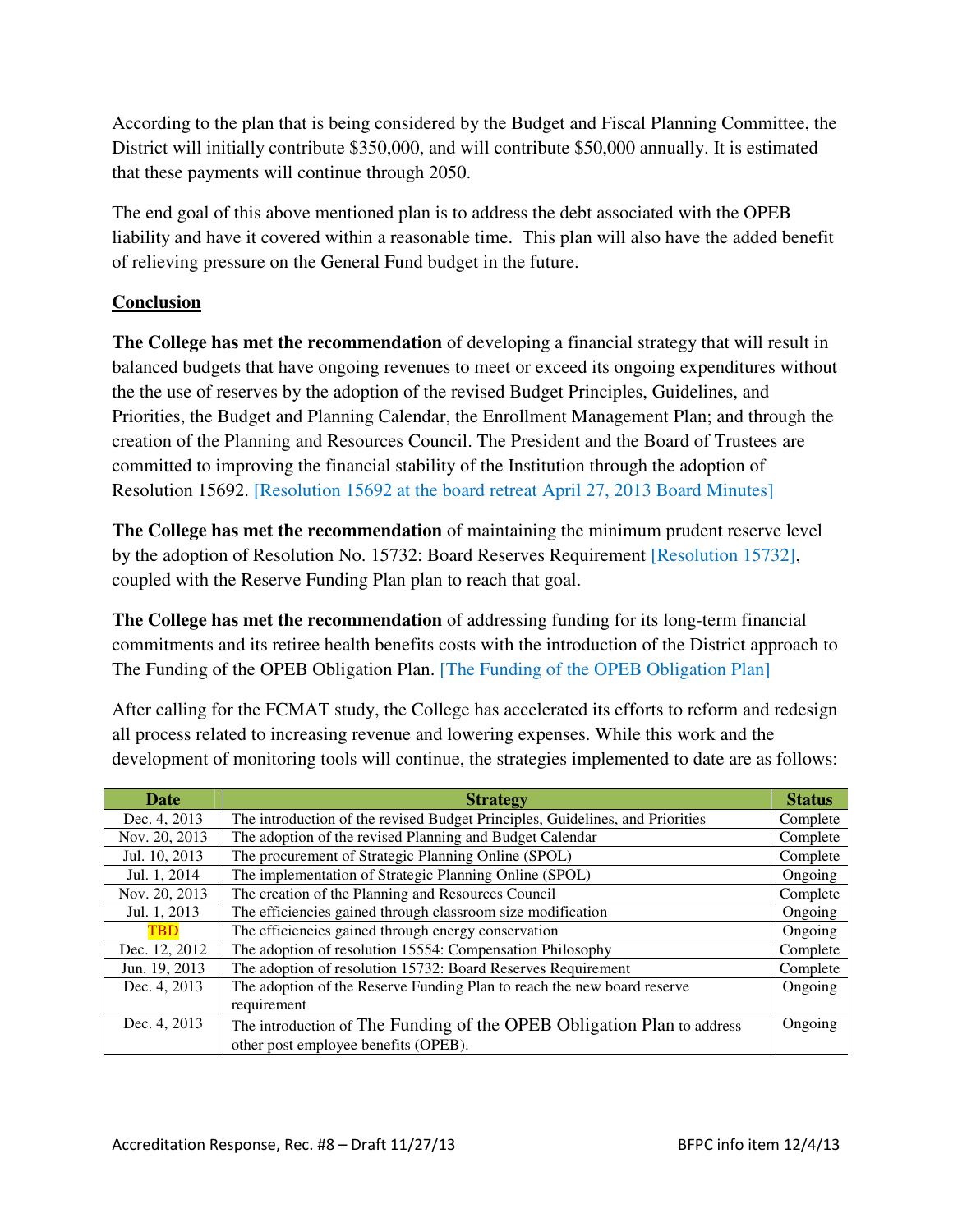According to the plan that is being considered by the Budget and Fiscal Planning Committee, the District will initially contribute $350,000, and will contribute $50,000 annually. It is estimated that these payments will continue through 2050.

The end goal of this above mentioned plan is to address the debt associated with the OPEB liability and have it covered within a reasonable time. This plan will also have the added benefit of relieving pressure on the General Fund budget in the future.

## Conclusion

**The College has met the recommendation** of developing a financial strategy that will result in balanced budgets that have ongoing revenues to meet or exceed its ongoing expenditures without the the use of reserves by the adoption of the revised Budget Principles, Guidelines, and Priorities, the Budget and Planning Calendar, the Enrollment Management Plan; and through the creation of the Planning and Resources Council. The President and the Board of Trustees are committed to improving the financial stability of the Institution through the adoption of Resolution 15692. [Resolution 15692 at the board retreat April 27, 2013 Board Minutes]

**The College has met the recommendation** of maintaining the minimum prudent reserve level by the adoption of Resolution No. 15732: Board Reserves Requirement [Resolution 15732], coupled with the Reserve Funding Plan plan to reach that goal.

**The College has met the recommendation** of addressing funding for its long-term financial commitments and its retiree health benefits costs with the introduction of the District approach to The Funding of the OPEB Obligation Plan. [The Funding of the OPEB Obligation Plan]

After calling for the FCMAT study, the College has accelerated its efforts to reform and redesign all process related to increasing revenue and lowering expenses. While this work and the development of monitoring tools will continue, the strategies implemented to date are as follows:

| Date | Strategy | Status |
|---|---|---|
| Dec. 4, 2013 | The introduction of the revised Budget Principles, Guidelines, and Priorities | Complete |
| Nov. 20, 2013 | The adoption of the revised Planning and Budget Calendar | Complete |
| Jul. 10, 2013 | The procurement of Strategic Planning Online (SPOL) | Complete |
| Jul. 1, 2014 | The implementation of Strategic Planning Online (SPOL) | Ongoing |
| Nov. 20, 2013 | The creation of the Planning and Resources Council | Complete |
| Jul. 1, 2013 | The efficiencies gained through classroom size modification | Ongoing |
| TBD | The efficiencies gained through energy conservation | Ongoing |
| Dec. 12, 2012 | The adoption of resolution 15554: Compensation Philosophy | Complete |
| Jun. 19, 2013 | The adoption of resolution 15732: Board Reserves Requirement | Complete |
| Dec. 4, 2013 | The adoption of the Reserve Funding Plan to reach the new board reserve requirement | Ongoing |
| Dec. 4, 2013 | The introduction of The Funding of the OPEB Obligation Plan to address other post employee benefits (OPEB). | Ongoing |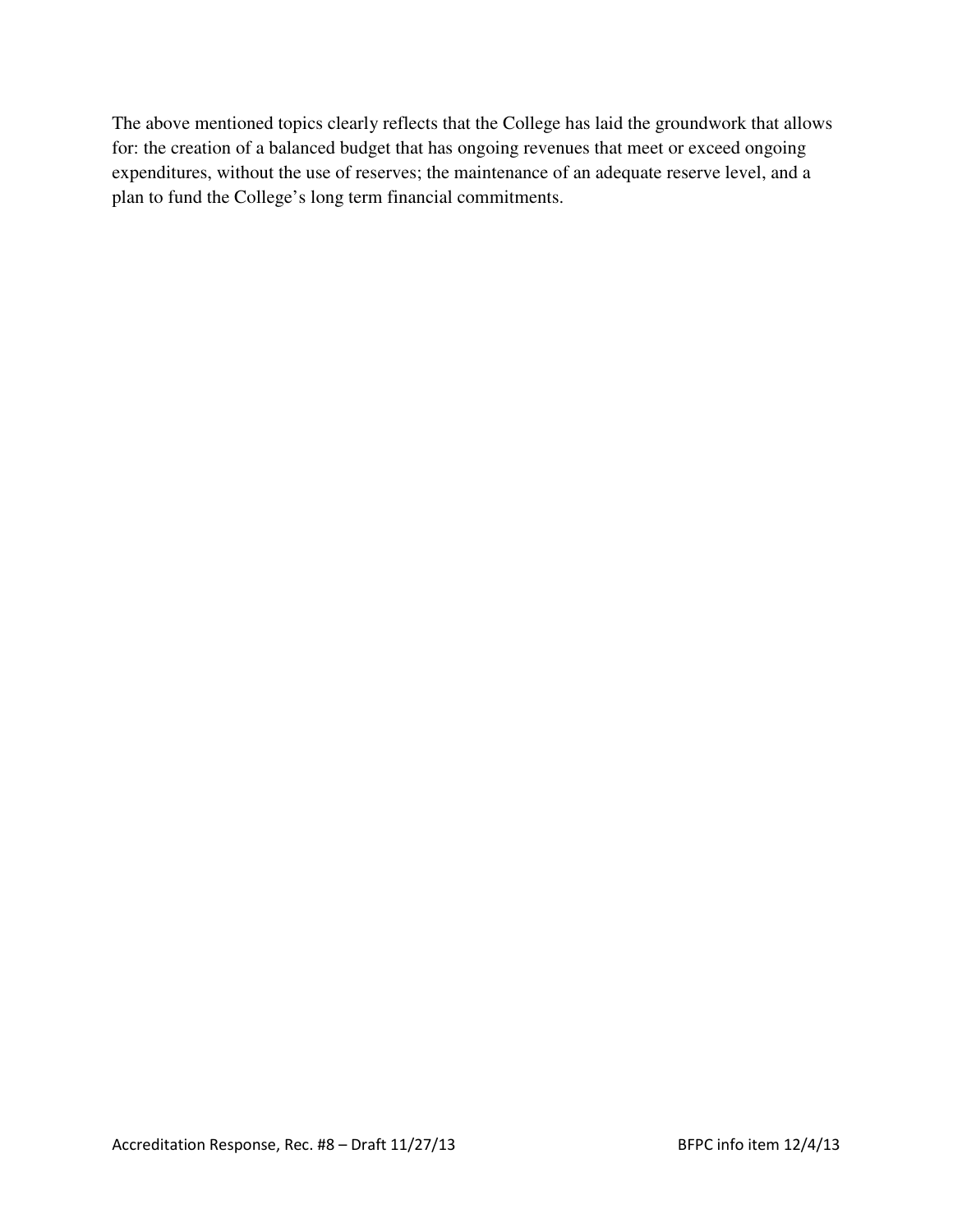The above mentioned topics clearly reflects that the College has laid the groundwork that allows for: the creation of a balanced budget that has ongoing revenues that meet or exceed ongoing expenditures, without the use of reserves; the maintenance of an adequate reserve level, and a plan to fund the College's long term financial commitments.